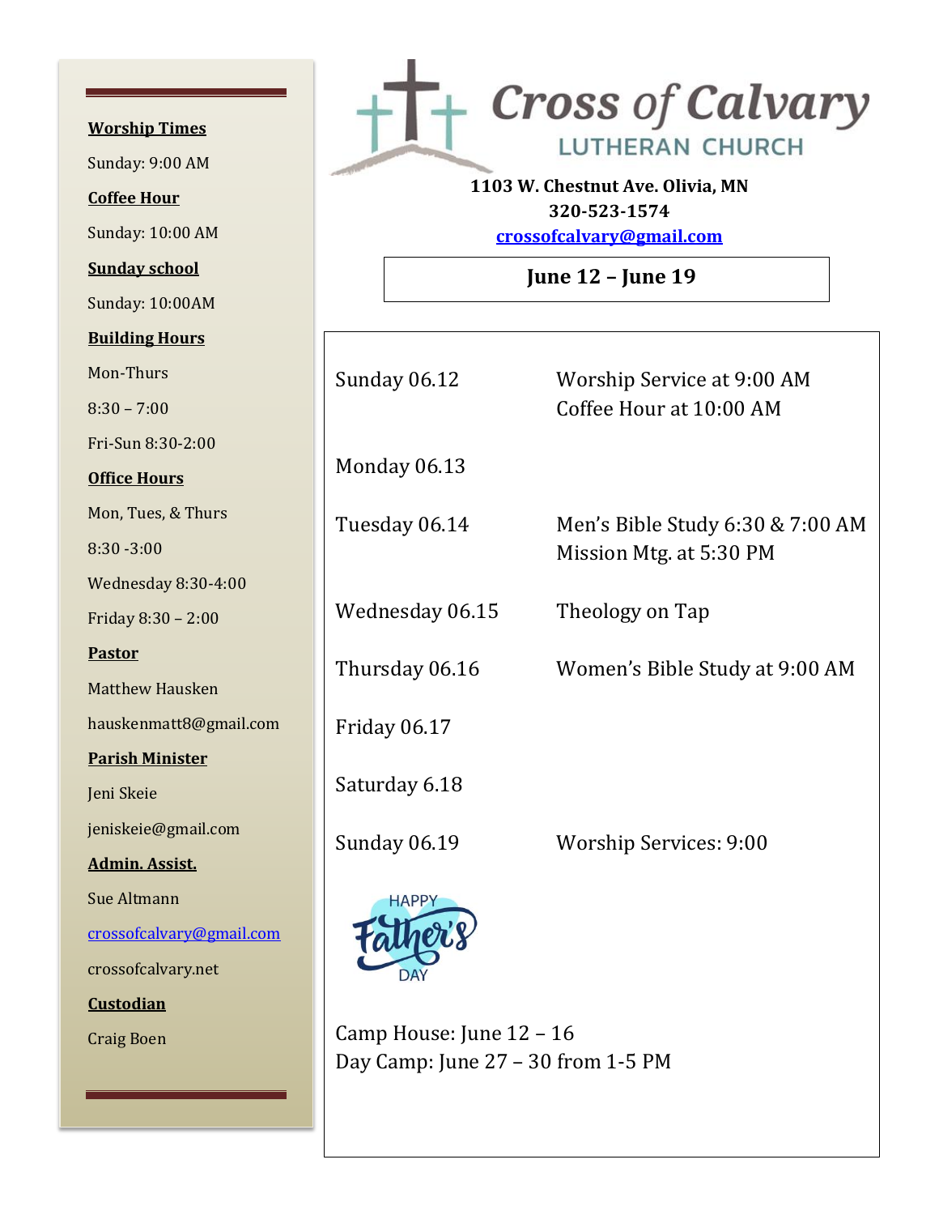# Cross of Calvary

## LUTHERAN CHURCH

**1103 W. Chestnut Ave. Olivia, MN**
**320-523-1574**
**crossofcalvary@gmail.com**

## June 12 – June 19

| | |
|---|---|
| Sunday 06.12 | Worship Service at 9:00 AM<br>Coffee Hour at 10:00 AM |
| Monday 06.13 | |
| Tuesday 06.14 | Men's Bible Study 6:30 & 7:00 AM<br>Mission Mtg. at 5:30 PM |
| Wednesday 06.15 | Theology on Tap |
| Thursday 06.16 | Women's Bible Study at 9:00 AM |
| Friday 06.17 | |
| Saturday 6.18 | |
| Sunday 06.19 | Worship Services: 9:00 |

HAPPY Father's DAY

Camp House: June 12 – 16
Day Camp: June 27 – 30 from 1-5 PM

---

**Worship Times**

Sunday: 9:00 AM

**Coffee Hour**

Sunday: 10:00 AM

**Sunday school**

Sunday: 10:00AM

**Building Hours**

Mon-Thurs

8:30 – 7:00

Fri-Sun 8:30-2:00

**Office Hours**

Mon, Tues, & Thurs

8:30 -3:00

Wednesday 8:30-4:00

Friday 8:30 – 2:00

**Pastor**

Matthew Hausken

hauskenmatt8@gmail.com

**Parish Minister**

Jeni Skeie

jeniskeie@gmail.com

**Admin. Assist.**

Sue Altmann

crossofcalvary@gmail.com

crossofcalvary.net

**Custodian**

Craig Boen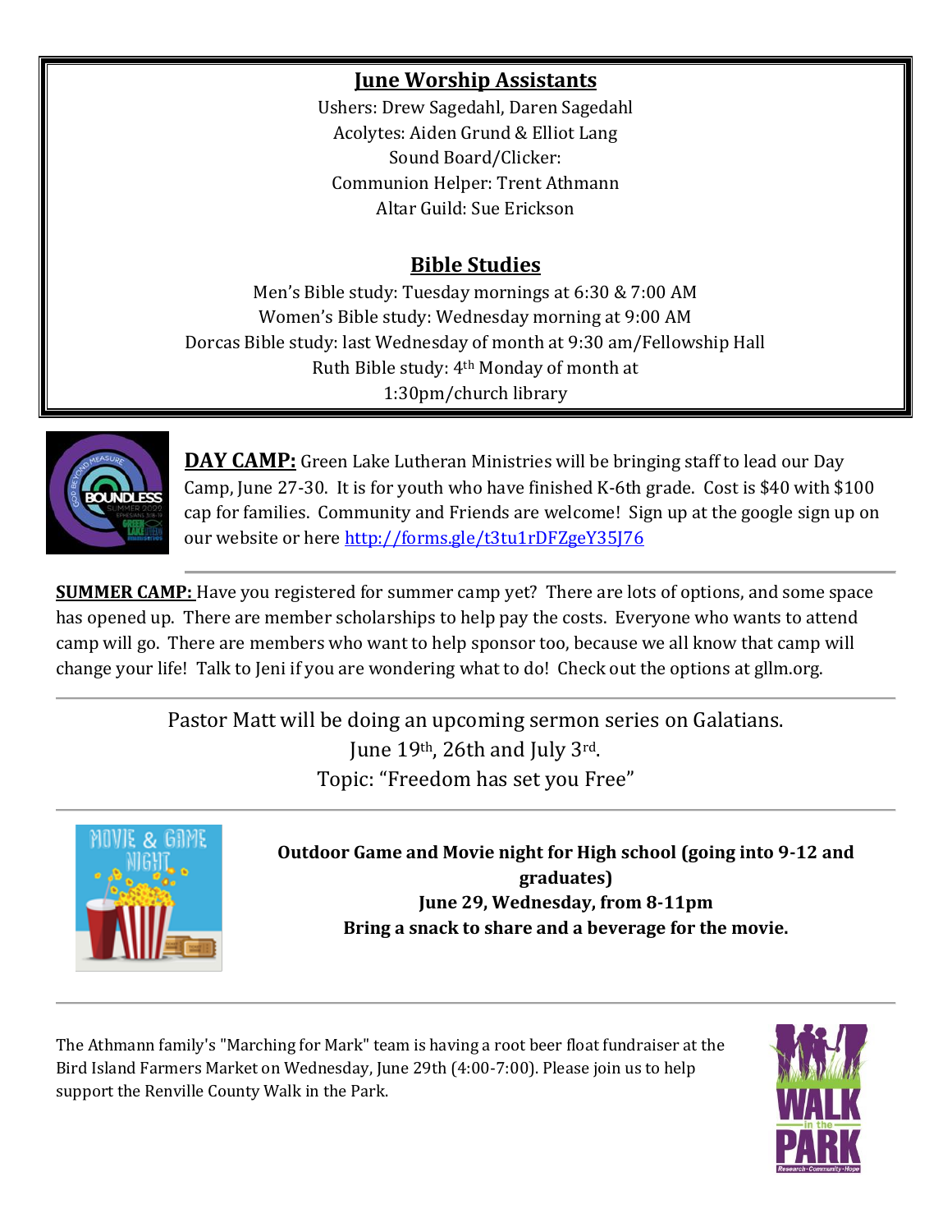## June Worship Assistants

Ushers: Drew Sagedahl, Daren Sagedahl
Acolytes: Aiden Grund & Elliot Lang
Sound Board/Clicker:
Communion Helper: Trent Athmann
Altar Guild: Sue Erickson

## Bible Studies

Men's Bible study: Tuesday mornings at 6:30 & 7:00 AM
Women's Bible study: Wednesday morning at 9:00 AM
Dorcas Bible study: last Wednesday of month at 9:30 am/Fellowship Hall
Ruth Bible study: 4th Monday of month at
1:30pm/church library

**DAY CAMP:** Green Lake Lutheran Ministries will be bringing staff to lead our Day Camp, June 27-30. It is for youth who have finished K-6th grade. Cost is $40 with $100 cap for families. Community and Friends are welcome! Sign up at the google sign up on our website or here http://forms.gle/t3tu1rDFZgeY35J76

---

**SUMMER CAMP:** Have you registered for summer camp yet? There are lots of options, and some space has opened up. There are member scholarships to help pay the costs. Everyone who wants to attend camp will go. There are members who want to help sponsor too, because we all know that camp will change your life! Talk to Jeni if you are wondering what to do! Check out the options at gllm.org.

---

Pastor Matt will be doing an upcoming sermon series on Galatians.
June 19th, 26th and July 3rd.
Topic: "Freedom has set you Free"

---

**Outdoor Game and Movie night for High school (going into 9-12 and graduates)**
**June 29, Wednesday, from 8-11pm**
**Bring a snack to share and a beverage for the movie.**

---

The Athmann family's "Marching for Mark" team is having a root beer float fundraiser at the Bird Island Farmers Market on Wednesday, June 29th (4:00-7:00). Please join us to help support the Renville County Walk in the Park.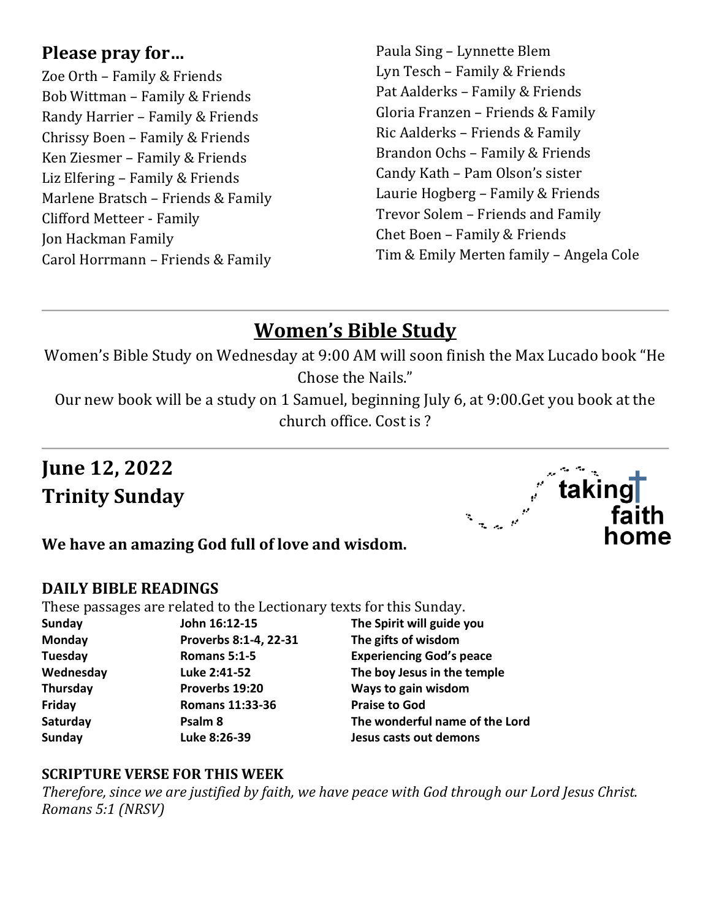## Please pray for…

Zoe Orth – Family & Friends
Bob Wittman – Family & Friends
Randy Harrier – Family & Friends
Chrissy Boen – Family & Friends
Ken Ziesmer – Family & Friends
Liz Elfering – Family & Friends
Marlene Bratsch – Friends & Family
Clifford Metteer - Family
Jon Hackman Family
Carol Horrmann – Friends & Family
Paula Sing – Lynnette Blem
Lyn Tesch – Family & Friends
Pat Aalderks – Family & Friends
Gloria Franzen – Friends & Family
Ric Aalderks – Friends & Family
Brandon Ochs – Family & Friends
Candy Kath – Pam Olson's sister
Laurie Hogberg – Family & Friends
Trevor Solem – Friends and Family
Chet Boen – Family & Friends
Tim & Emily Merten family – Angela Cole

---

## Women's Bible Study

Women's Bible Study on Wednesday at 9:00 AM will soon finish the Max Lucado book "He Chose the Nails."

Our new book will be a study on 1 Samuel, beginning July 6, at 9:00.Get you book at the church office. Cost is ?

---

## June 12, 2022
## Trinity Sunday

taking faith home

**We have an amazing God full of love and wisdom.**

### DAILY BIBLE READINGS

These passages are related to the Lectionary texts for this Sunday.

| | | |
|---|---|---|
| **Sunday** | **John 16:12-15** | **The Spirit will guide you** |
| **Monday** | **Proverbs 8:1-4, 22-31** | **The gifts of wisdom** |
| **Tuesday** | **Romans 5:1-5** | **Experiencing God's peace** |
| **Wednesday** | **Luke 2:41-52** | **The boy Jesus in the temple** |
| **Thursday** | **Proverbs 19:20** | **Ways to gain wisdom** |
| **Friday** | **Romans 11:33-36** | **Praise to God** |
| **Saturday** | **Psalm 8** | **The wonderful name of the Lord** |
| **Sunday** | **Luke 8:26-39** | **Jesus casts out demons** |

### SCRIPTURE VERSE FOR THIS WEEK

*Therefore, since we are justified by faith, we have peace with God through our Lord Jesus Christ. Romans 5:1 (NRSV)*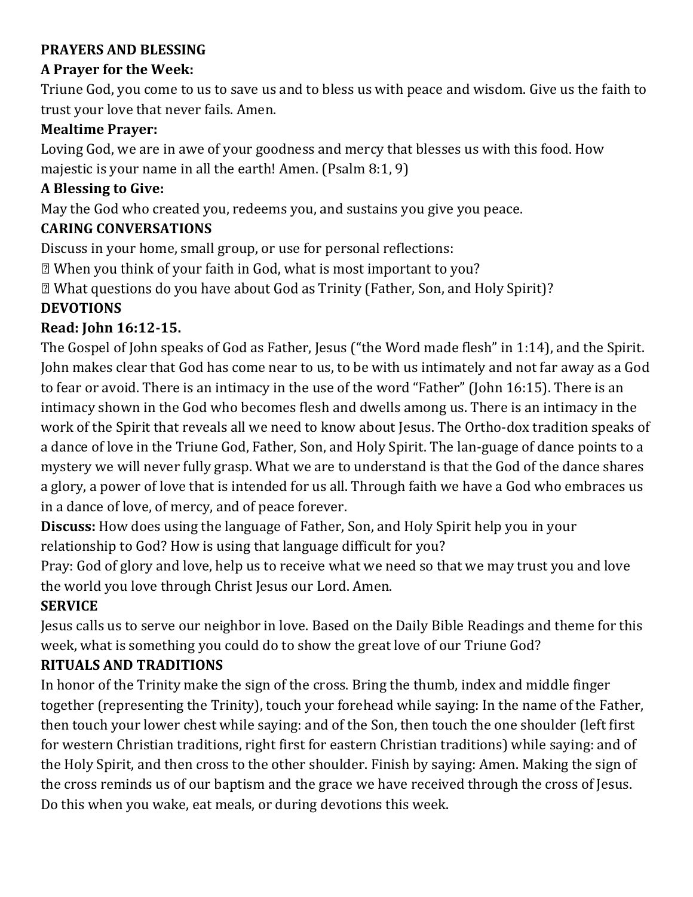**PRAYERS AND BLESSING**

**A Prayer for the Week:**

Triune God, you come to us to save us and to bless us with peace and wisdom. Give us the faith to trust your love that never fails. Amen.

**Mealtime Prayer:**

Loving God, we are in awe of your goodness and mercy that blesses us with this food. How majestic is your name in all the earth! Amen. (Psalm 8:1, 9)

**A Blessing to Give:**

May the God who created you, redeems you, and sustains you give you peace.

**CARING CONVERSATIONS**

Discuss in your home, small group, or use for personal reflections:

- When you think of your faith in God, what is most important to you?
- What questions do you have about God as Trinity (Father, Son, and Holy Spirit)?

**DEVOTIONS**

**Read: John 16:12-15.**

The Gospel of John speaks of God as Father, Jesus ("the Word made flesh" in 1:14), and the Spirit. John makes clear that God has come near to us, to be with us intimately and not far away as a God to fear or avoid. There is an intimacy in the use of the word "Father" (John 16:15). There is an intimacy shown in the God who becomes flesh and dwells among us. There is an intimacy in the work of the Spirit that reveals all we need to know about Jesus. The Ortho-dox tradition speaks of a dance of love in the Triune God, Father, Son, and Holy Spirit. The lan-guage of dance points to a mystery we will never fully grasp. What we are to understand is that the God of the dance shares a glory, a power of love that is intended for us all. Through faith we have a God who embraces us in a dance of love, of mercy, and of peace forever.

**Discuss:** How does using the language of Father, Son, and Holy Spirit help you in your relationship to God? How is using that language difficult for you?

Pray: God of glory and love, help us to receive what we need so that we may trust you and love the world you love through Christ Jesus our Lord. Amen.

**SERVICE**

Jesus calls us to serve our neighbor in love. Based on the Daily Bible Readings and theme for this week, what is something you could do to show the great love of our Triune God?

**RITUALS AND TRADITIONS**

In honor of the Trinity make the sign of the cross. Bring the thumb, index and middle finger together (representing the Trinity), touch your forehead while saying: In the name of the Father, then touch your lower chest while saying: and of the Son, then touch the one shoulder (left first for western Christian traditions, right first for eastern Christian traditions) while saying: and of the Holy Spirit, and then cross to the other shoulder. Finish by saying: Amen. Making the sign of the cross reminds us of our baptism and the grace we have received through the cross of Jesus. Do this when you wake, eat meals, or during devotions this week.